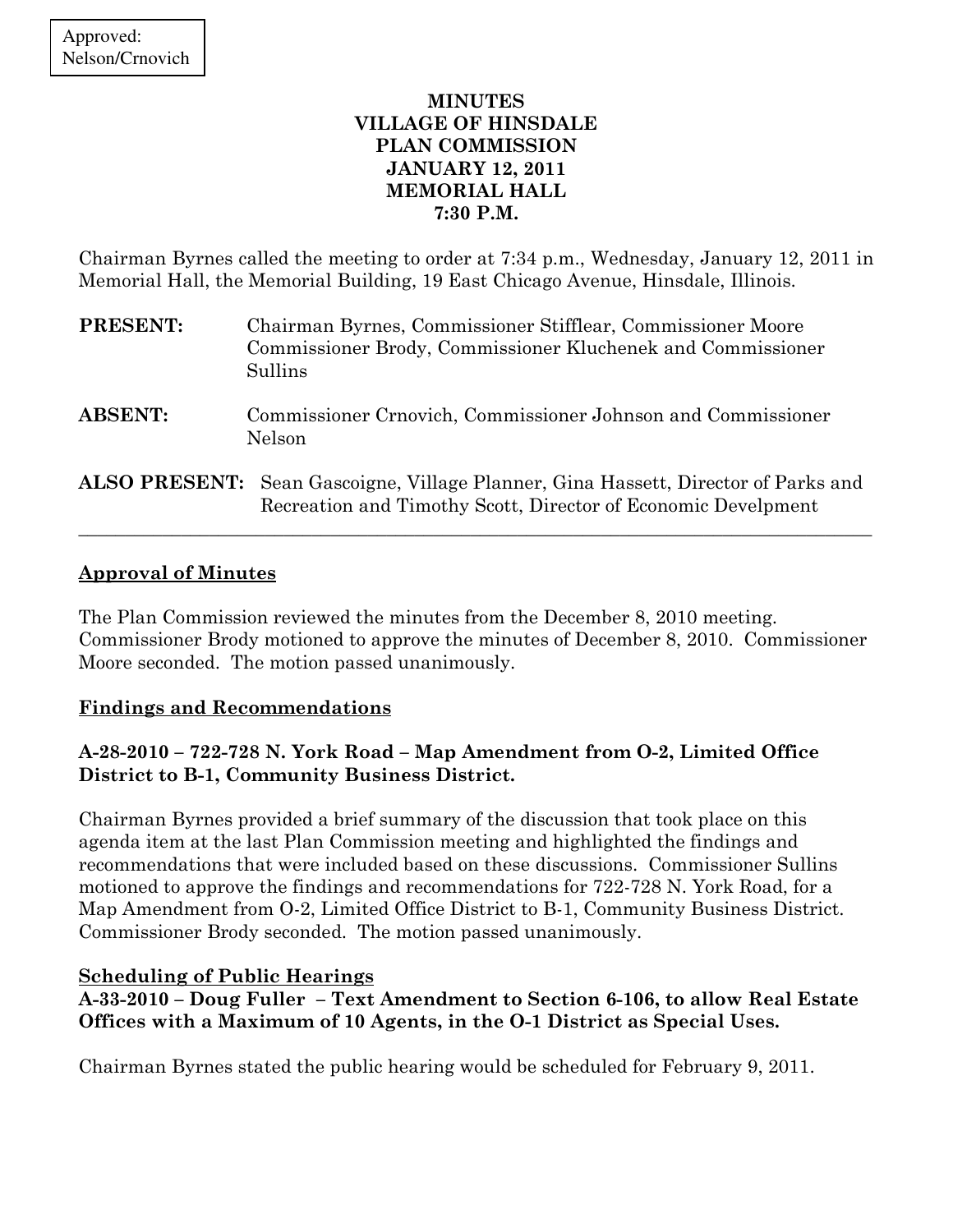Approved:
Nelson/Crnovich

# MINUTES
# VILLAGE OF HINSDALE
# PLAN COMMISSION
# JANUARY 12, 2011
# MEMORIAL HALL
# 7:30 P.M.

Chairman Byrnes called the meeting to order at 7:34 p.m., Wednesday, January 12, 2011 in Memorial Hall, the Memorial Building, 19 East Chicago Avenue, Hinsdale, Illinois.

**PRESENT:** Chairman Byrnes, Commissioner Stifflear, Commissioner Moore Commissioner Brody, Commissioner Kluchenek and Commissioner Sullins

**ABSENT:** Commissioner Crnovich, Commissioner Johnson and Commissioner Nelson

**ALSO PRESENT:** Sean Gascoigne, Village Planner, Gina Hassett, Director of Parks and Recreation and Timothy Scott, Director of Economic Develpment

---

## Approval of Minutes

The Plan Commission reviewed the minutes from the December 8, 2010 meeting. Commissioner Brody motioned to approve the minutes of December 8, 2010. Commissioner Moore seconded. The motion passed unanimously.

## Findings and Recommendations

### A-28-2010 – 722-728 N. York Road – Map Amendment from O-2, Limited Office District to B-1, Community Business District.

Chairman Byrnes provided a brief summary of the discussion that took place on this agenda item at the last Plan Commission meeting and highlighted the findings and recommendations that were included based on these discussions. Commissioner Sullins motioned to approve the findings and recommendations for 722-728 N. York Road, for a Map Amendment from O-2, Limited Office District to B-1, Community Business District. Commissioner Brody seconded. The motion passed unanimously.

## Scheduling of Public Hearings

### A-33-2010 – Doug Fuller – Text Amendment to Section 6-106, to allow Real Estate Offices with a Maximum of 10 Agents, in the O-1 District as Special Uses.

Chairman Byrnes stated the public hearing would be scheduled for February 9, 2011.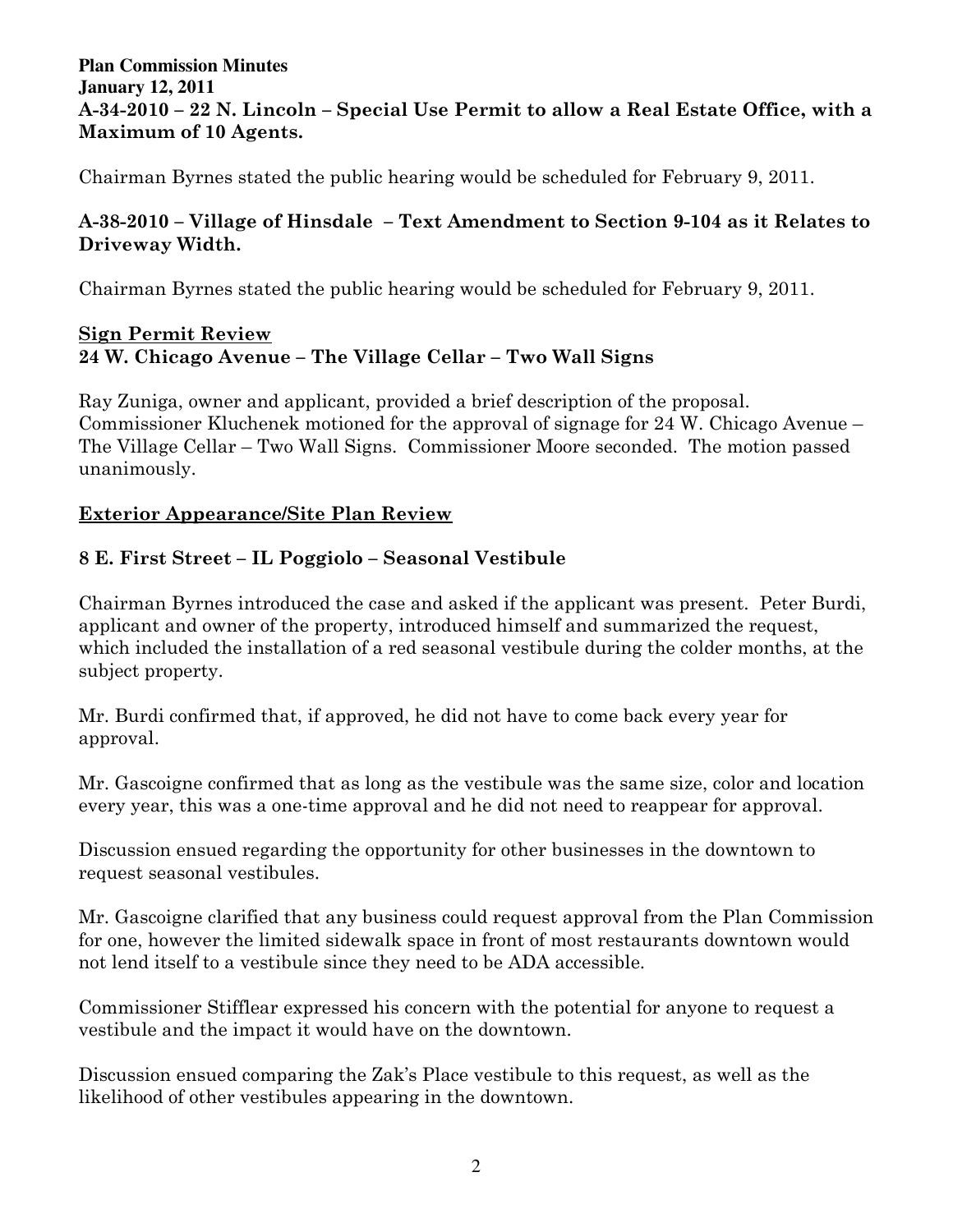**Plan Commission Minutes**
**January 12, 2011**

**A-34-2010 – 22 N. Lincoln – Special Use Permit to allow a Real Estate Office, with a Maximum of 10 Agents.**

Chairman Byrnes stated the public hearing would be scheduled for February 9, 2011.

**A-38-2010 – Village of Hinsdale – Text Amendment to Section 9-104 as it Relates to Driveway Width.**

Chairman Byrnes stated the public hearing would be scheduled for February 9, 2011.

## Sign Permit Review

**24 W. Chicago Avenue – The Village Cellar – Two Wall Signs**

Ray Zuniga, owner and applicant, provided a brief description of the proposal. Commissioner Kluchenek motioned for the approval of signage for 24 W. Chicago Avenue – The Village Cellar – Two Wall Signs. Commissioner Moore seconded. The motion passed unanimously.

## Exterior Appearance/Site Plan Review

**8 E. First Street – IL Poggiolo – Seasonal Vestibule**

Chairman Byrnes introduced the case and asked if the applicant was present. Peter Burdi, applicant and owner of the property, introduced himself and summarized the request, which included the installation of a red seasonal vestibule during the colder months, at the subject property.

Mr. Burdi confirmed that, if approved, he did not have to come back every year for approval.

Mr. Gascoigne confirmed that as long as the vestibule was the same size, color and location every year, this was a one-time approval and he did not need to reappear for approval.

Discussion ensued regarding the opportunity for other businesses in the downtown to request seasonal vestibules.

Mr. Gascoigne clarified that any business could request approval from the Plan Commission for one, however the limited sidewalk space in front of most restaurants downtown would not lend itself to a vestibule since they need to be ADA accessible.

Commissioner Stifflear expressed his concern with the potential for anyone to request a vestibule and the impact it would have on the downtown.

Discussion ensued comparing the Zak's Place vestibule to this request, as well as the likelihood of other vestibules appearing in the downtown.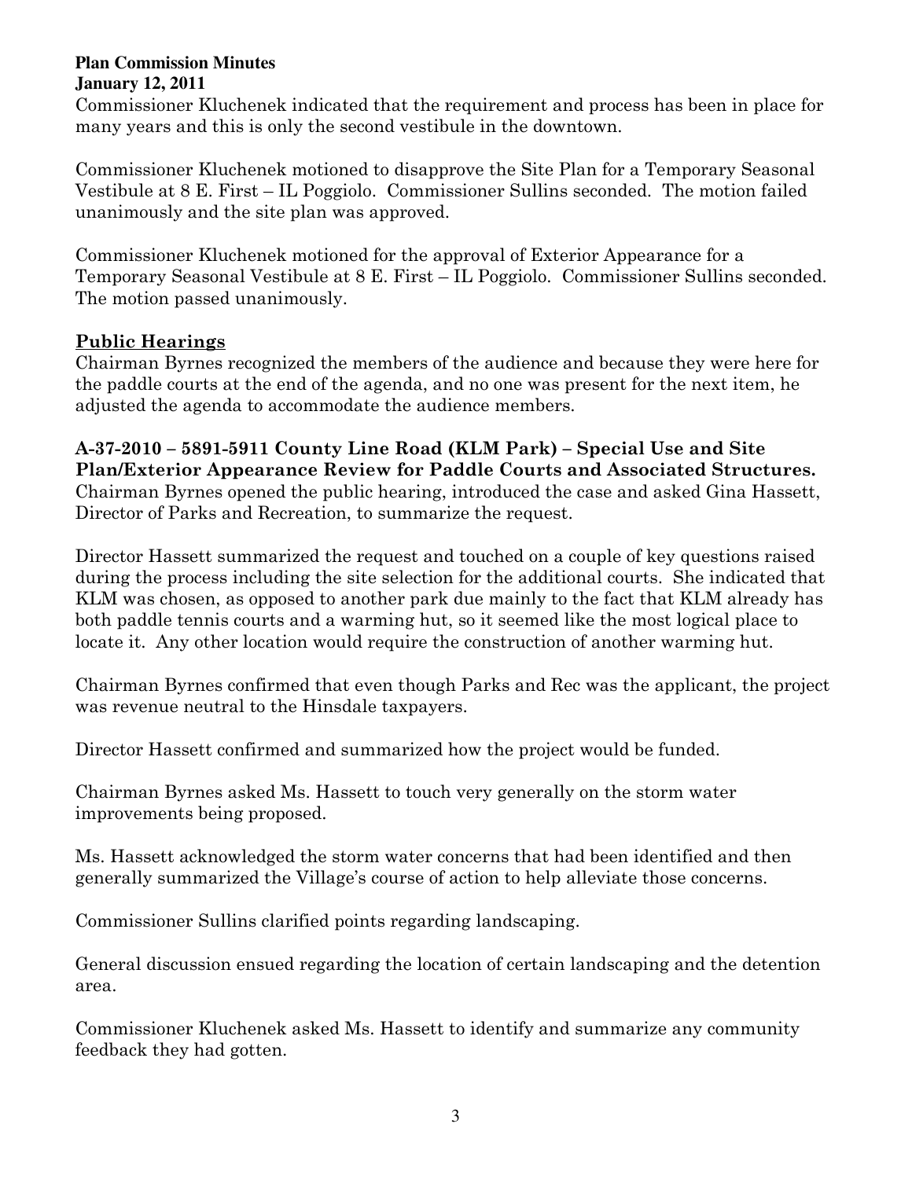Commissioner Kluchenek indicated that the requirement and process has been in place for many years and this is only the second vestibule in the downtown.

Commissioner Kluchenek motioned to disapprove the Site Plan for a Temporary Seasonal Vestibule at 8 E. First – IL Poggiolo. Commissioner Sullins seconded. The motion failed unanimously and the site plan was approved.

Commissioner Kluchenek motioned for the approval of Exterior Appearance for a Temporary Seasonal Vestibule at 8 E. First – IL Poggiolo. Commissioner Sullins seconded. The motion passed unanimously.

## Public Hearings

Chairman Byrnes recognized the members of the audience and because they were here for the paddle courts at the end of the agenda, and no one was present for the next item, he adjusted the agenda to accommodate the audience members.

**A-37-2010 – 5891-5911 County Line Road (KLM Park) – Special Use and Site Plan/Exterior Appearance Review for Paddle Courts and Associated Structures.** Chairman Byrnes opened the public hearing, introduced the case and asked Gina Hassett, Director of Parks and Recreation, to summarize the request.

Director Hassett summarized the request and touched on a couple of key questions raised during the process including the site selection for the additional courts. She indicated that KLM was chosen, as opposed to another park due mainly to the fact that KLM already has both paddle tennis courts and a warming hut, so it seemed like the most logical place to locate it. Any other location would require the construction of another warming hut.

Chairman Byrnes confirmed that even though Parks and Rec was the applicant, the project was revenue neutral to the Hinsdale taxpayers.

Director Hassett confirmed and summarized how the project would be funded.

Chairman Byrnes asked Ms. Hassett to touch very generally on the storm water improvements being proposed.

Ms. Hassett acknowledged the storm water concerns that had been identified and then generally summarized the Village's course of action to help alleviate those concerns.

Commissioner Sullins clarified points regarding landscaping.

General discussion ensued regarding the location of certain landscaping and the detention area.

Commissioner Kluchenek asked Ms. Hassett to identify and summarize any community feedback they had gotten.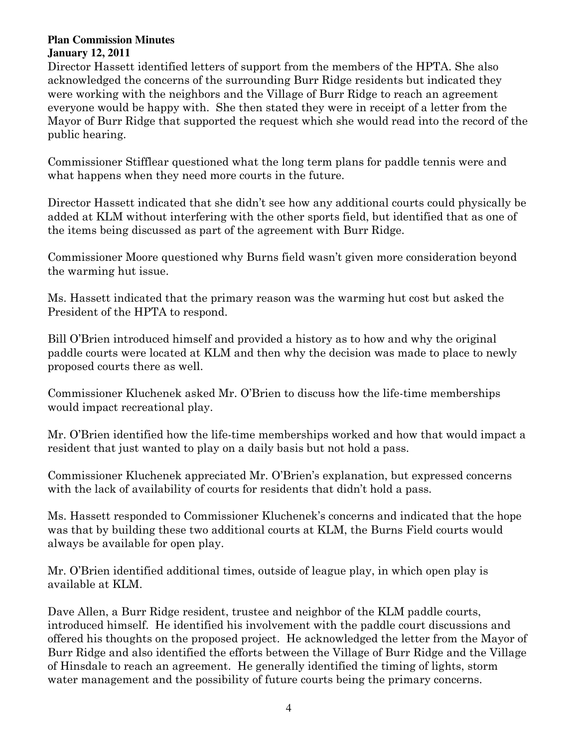Director Hassett identified letters of support from the members of the HPTA. She also acknowledged the concerns of the surrounding Burr Ridge residents but indicated they were working with the neighbors and the Village of Burr Ridge to reach an agreement everyone would be happy with. She then stated they were in receipt of a letter from the Mayor of Burr Ridge that supported the request which she would read into the record of the public hearing.

Commissioner Stifflear questioned what the long term plans for paddle tennis were and what happens when they need more courts in the future.

Director Hassett indicated that she didn't see how any additional courts could physically be added at KLM without interfering with the other sports field, but identified that as one of the items being discussed as part of the agreement with Burr Ridge.

Commissioner Moore questioned why Burns field wasn't given more consideration beyond the warming hut issue.

Ms. Hassett indicated that the primary reason was the warming hut cost but asked the President of the HPTA to respond.

Bill O'Brien introduced himself and provided a history as to how and why the original paddle courts were located at KLM and then why the decision was made to place to newly proposed courts there as well.

Commissioner Kluchenek asked Mr. O'Brien to discuss how the life-time memberships would impact recreational play.

Mr. O'Brien identified how the life-time memberships worked and how that would impact a resident that just wanted to play on a daily basis but not hold a pass.

Commissioner Kluchenek appreciated Mr. O'Brien's explanation, but expressed concerns with the lack of availability of courts for residents that didn't hold a pass.

Ms. Hassett responded to Commissioner Kluchenek's concerns and indicated that the hope was that by building these two additional courts at KLM, the Burns Field courts would always be available for open play.

Mr. O'Brien identified additional times, outside of league play, in which open play is available at KLM.

Dave Allen, a Burr Ridge resident, trustee and neighbor of the KLM paddle courts, introduced himself. He identified his involvement with the paddle court discussions and offered his thoughts on the proposed project. He acknowledged the letter from the Mayor of Burr Ridge and also identified the efforts between the Village of Burr Ridge and the Village of Hinsdale to reach an agreement. He generally identified the timing of lights, storm water management and the possibility of future courts being the primary concerns.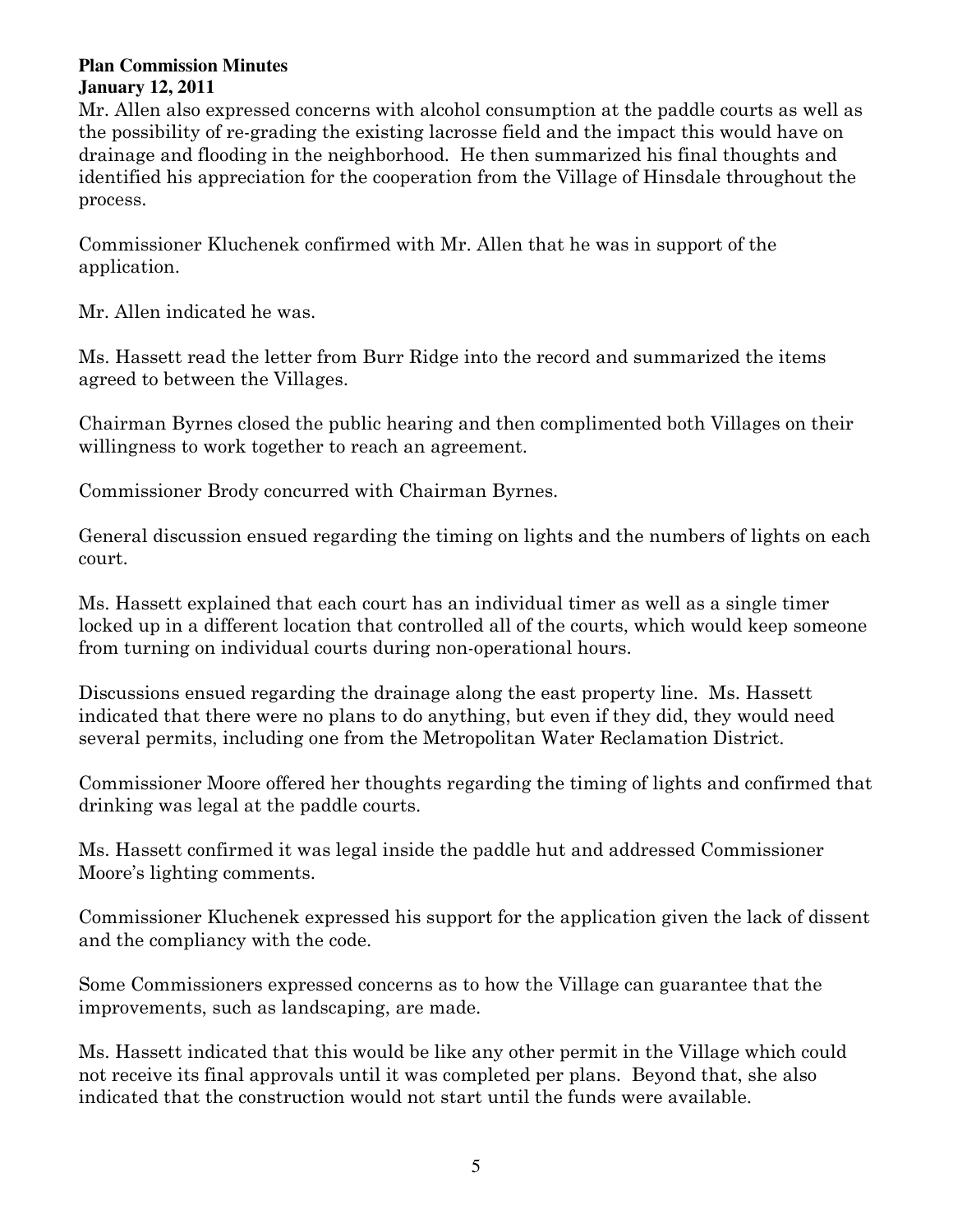Mr. Allen also expressed concerns with alcohol consumption at the paddle courts as well as the possibility of re-grading the existing lacrosse field and the impact this would have on drainage and flooding in the neighborhood. He then summarized his final thoughts and identified his appreciation for the cooperation from the Village of Hinsdale throughout the process.

Commissioner Kluchenek confirmed with Mr. Allen that he was in support of the application.

Mr. Allen indicated he was.

Ms. Hassett read the letter from Burr Ridge into the record and summarized the items agreed to between the Villages.

Chairman Byrnes closed the public hearing and then complimented both Villages on their willingness to work together to reach an agreement.

Commissioner Brody concurred with Chairman Byrnes.

General discussion ensued regarding the timing on lights and the numbers of lights on each court.

Ms. Hassett explained that each court has an individual timer as well as a single timer locked up in a different location that controlled all of the courts, which would keep someone from turning on individual courts during non-operational hours.

Discussions ensued regarding the drainage along the east property line. Ms. Hassett indicated that there were no plans to do anything, but even if they did, they would need several permits, including one from the Metropolitan Water Reclamation District.

Commissioner Moore offered her thoughts regarding the timing of lights and confirmed that drinking was legal at the paddle courts.

Ms. Hassett confirmed it was legal inside the paddle hut and addressed Commissioner Moore's lighting comments.

Commissioner Kluchenek expressed his support for the application given the lack of dissent and the compliancy with the code.

Some Commissioners expressed concerns as to how the Village can guarantee that the improvements, such as landscaping, are made.

Ms. Hassett indicated that this would be like any other permit in the Village which could not receive its final approvals until it was completed per plans. Beyond that, she also indicated that the construction would not start until the funds were available.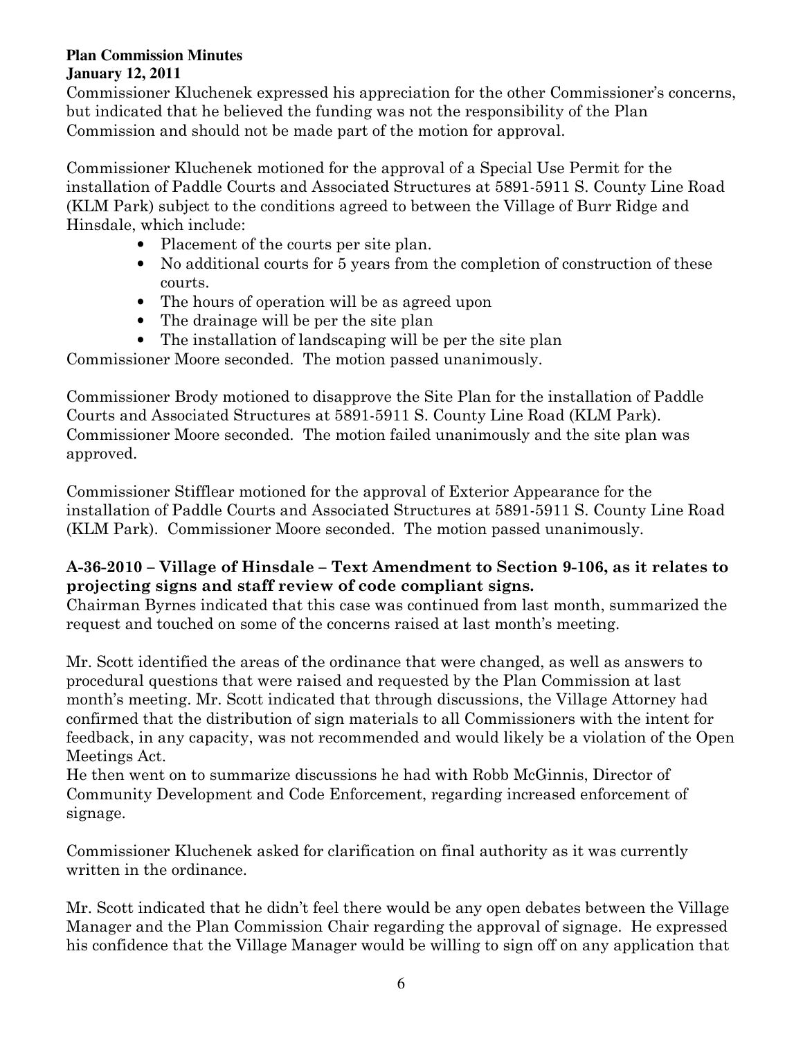Commissioner Kluchenek expressed his appreciation for the other Commissioner's concerns, but indicated that he believed the funding was not the responsibility of the Plan Commission and should not be made part of the motion for approval.

Commissioner Kluchenek motioned for the approval of a Special Use Permit for the installation of Paddle Courts and Associated Structures at 5891-5911 S. County Line Road (KLM Park) subject to the conditions agreed to between the Village of Burr Ridge and Hinsdale, which include:

- Placement of the courts per site plan.
- No additional courts for 5 years from the completion of construction of these courts.
- The hours of operation will be as agreed upon
- The drainage will be per the site plan
- The installation of landscaping will be per the site plan

Commissioner Moore seconded. The motion passed unanimously.

Commissioner Brody motioned to disapprove the Site Plan for the installation of Paddle Courts and Associated Structures at 5891-5911 S. County Line Road (KLM Park). Commissioner Moore seconded. The motion failed unanimously and the site plan was approved.

Commissioner Stifflear motioned for the approval of Exterior Appearance for the installation of Paddle Courts and Associated Structures at 5891-5911 S. County Line Road (KLM Park). Commissioner Moore seconded. The motion passed unanimously.

**A-36-2010 – Village of Hinsdale – Text Amendment to Section 9-106, as it relates to projecting signs and staff review of code compliant signs.**

Chairman Byrnes indicated that this case was continued from last month, summarized the request and touched on some of the concerns raised at last month's meeting.

Mr. Scott identified the areas of the ordinance that were changed, as well as answers to procedural questions that were raised and requested by the Plan Commission at last month's meeting. Mr. Scott indicated that through discussions, the Village Attorney had confirmed that the distribution of sign materials to all Commissioners with the intent for feedback, in any capacity, was not recommended and would likely be a violation of the Open Meetings Act.

He then went on to summarize discussions he had with Robb McGinnis, Director of Community Development and Code Enforcement, regarding increased enforcement of signage.

Commissioner Kluchenek asked for clarification on final authority as it was currently written in the ordinance.

Mr. Scott indicated that he didn't feel there would be any open debates between the Village Manager and the Plan Commission Chair regarding the approval of signage. He expressed his confidence that the Village Manager would be willing to sign off on any application that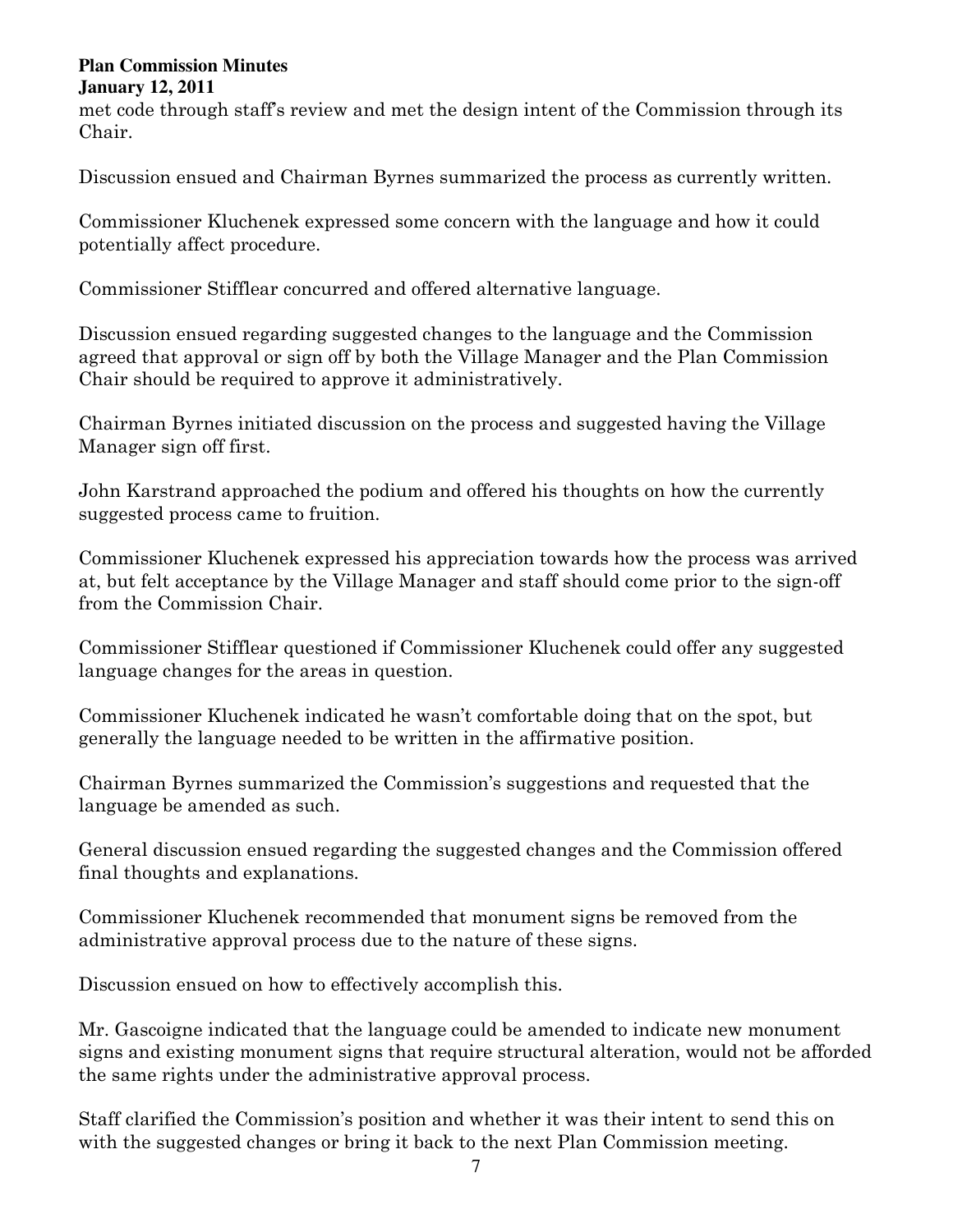met code through staff's review and met the design intent of the Commission through its Chair.

Discussion ensued and Chairman Byrnes summarized the process as currently written.

Commissioner Kluchenek expressed some concern with the language and how it could potentially affect procedure.

Commissioner Stifflear concurred and offered alternative language.

Discussion ensued regarding suggested changes to the language and the Commission agreed that approval or sign off by both the Village Manager and the Plan Commission Chair should be required to approve it administratively.

Chairman Byrnes initiated discussion on the process and suggested having the Village Manager sign off first.

John Karstrand approached the podium and offered his thoughts on how the currently suggested process came to fruition.

Commissioner Kluchenek expressed his appreciation towards how the process was arrived at, but felt acceptance by the Village Manager and staff should come prior to the sign-off from the Commission Chair.

Commissioner Stifflear questioned if Commissioner Kluchenek could offer any suggested language changes for the areas in question.

Commissioner Kluchenek indicated he wasn't comfortable doing that on the spot, but generally the language needed to be written in the affirmative position.

Chairman Byrnes summarized the Commission's suggestions and requested that the language be amended as such.

General discussion ensued regarding the suggested changes and the Commission offered final thoughts and explanations.

Commissioner Kluchenek recommended that monument signs be removed from the administrative approval process due to the nature of these signs.

Discussion ensued on how to effectively accomplish this.

Mr. Gascoigne indicated that the language could be amended to indicate new monument signs and existing monument signs that require structural alteration, would not be afforded the same rights under the administrative approval process.

Staff clarified the Commission's position and whether it was their intent to send this on with the suggested changes or bring it back to the next Plan Commission meeting.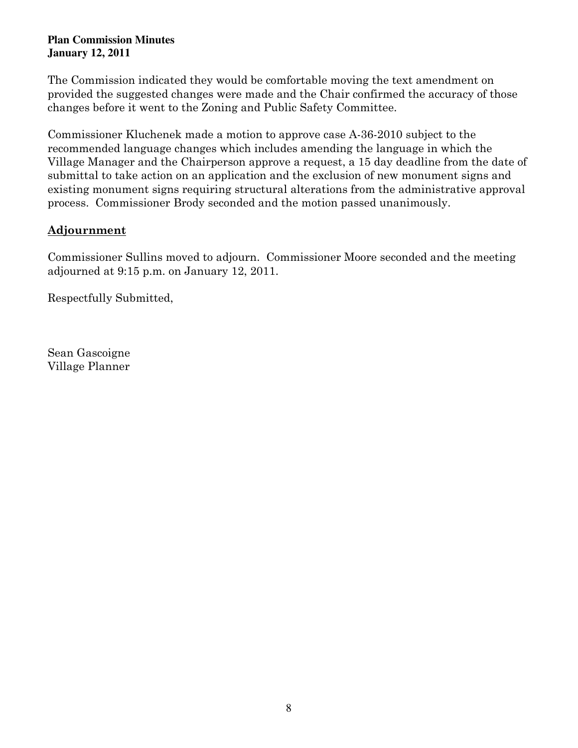The Commission indicated they would be comfortable moving the text amendment on provided the suggested changes were made and the Chair confirmed the accuracy of those changes before it went to the Zoning and Public Safety Committee.

Commissioner Kluchenek made a motion to approve case A-36-2010 subject to the recommended language changes which includes amending the language in which the Village Manager and the Chairperson approve a request, a 15 day deadline from the date of submittal to take action on an application and the exclusion of new monument signs and existing monument signs requiring structural alterations from the administrative approval process. Commissioner Brody seconded and the motion passed unanimously.

## Adjournment

Commissioner Sullins moved to adjourn. Commissioner Moore seconded and the meeting adjourned at 9:15 p.m. on January 12, 2011.

Respectfully Submitted,

Sean Gascoigne
Village Planner